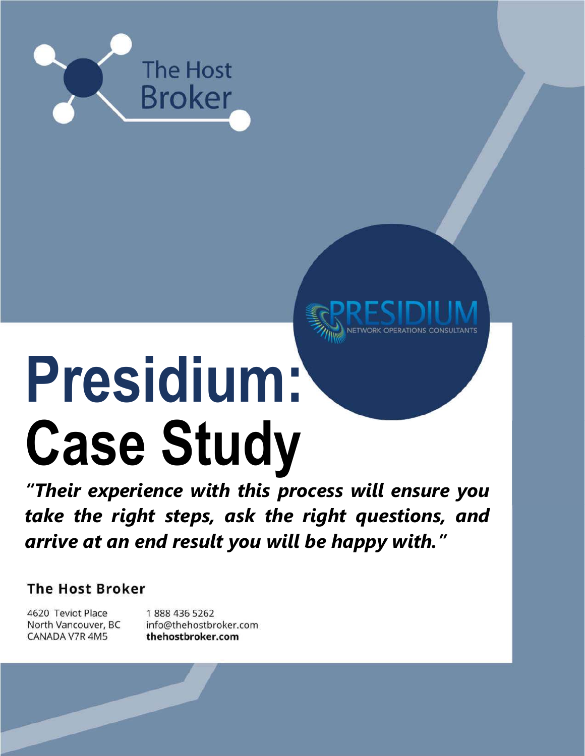The Host Broker

PRESIDIUM
NETWORK OPERATIONS CONSULTANTS

# Presidium: Case Study

***"Their experience with this process will ensure you take the right steps, ask the right questions, and arrive at an end result you will be happy with."***

**The Host Broker**

4620 Teviot Place
North Vancouver, BC
CANADA V7R 4M5

1 888 436 5262
info@thehostbroker.com
**thehostbroker.com**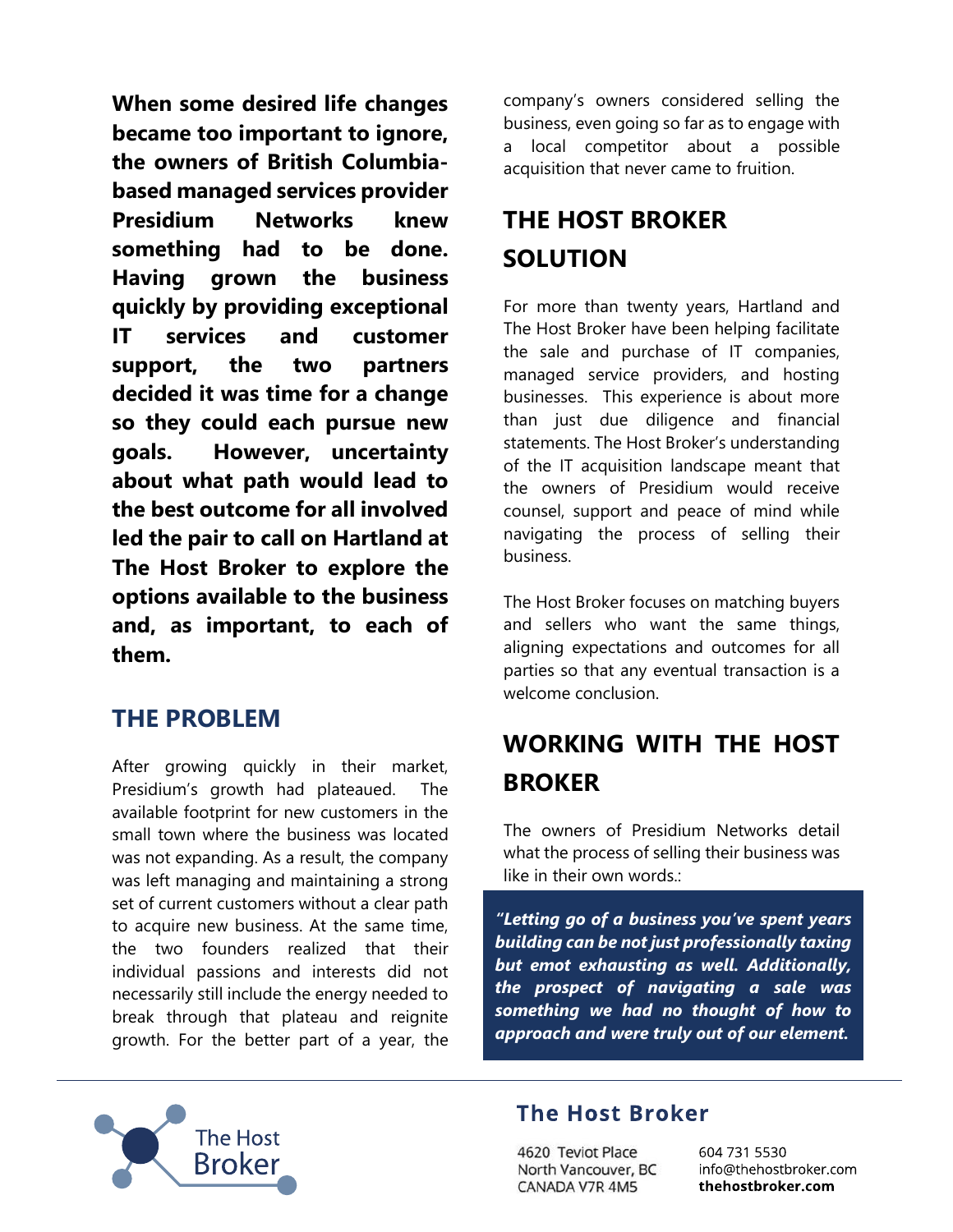**When some desired life changes became too important to ignore, the owners of British Columbia-based managed services provider Presidium Networks knew something had to be done. Having grown the business quickly by providing exceptional IT services and customer support, the two partners decided it was time for a change so they could each pursue new goals. However, uncertainty about what path would lead to the best outcome for all involved led the pair to call on Hartland at The Host Broker to explore the options available to the business and, as important, to each of them.**

## THE PROBLEM

After growing quickly in their market, Presidium's growth had plateaued. The available footprint for new customers in the small town where the business was located was not expanding. As a result, the company was left managing and maintaining a strong set of current customers without a clear path to acquire new business. At the same time, the two founders realized that their individual passions and interests did not necessarily still include the energy needed to break through that plateau and reignite growth. For the better part of a year, the company's owners considered selling the business, even going so far as to engage with a local competitor about a possible acquisition that never came to fruition.

## THE HOST BROKER SOLUTION

For more than twenty years, Hartland and The Host Broker have been helping facilitate the sale and purchase of IT companies, managed service providers, and hosting businesses. This experience is about more than just due diligence and financial statements. The Host Broker's understanding of the IT acquisition landscape meant that the owners of Presidium would receive counsel, support and peace of mind while navigating the process of selling their business.

The Host Broker focuses on matching buyers and sellers who want the same things, aligning expectations and outcomes for all parties so that any eventual transaction is a welcome conclusion.

## WORKING WITH THE HOST BROKER

The owners of Presidium Networks detail what the process of selling their business was like in their own words.:

> ***"Letting go of a business you've spent years building can be not just professionally taxing but emot exhausting as well. Additionally, the prospect of navigating a sale was something we had no thought of how to approach and were truly out of our element.***

**The Host Broker**

4620 Teviot Place
North Vancouver, BC
CANADA V7R 4M5

604 731 5530
info@thehostbroker.com
**thehostbroker.com**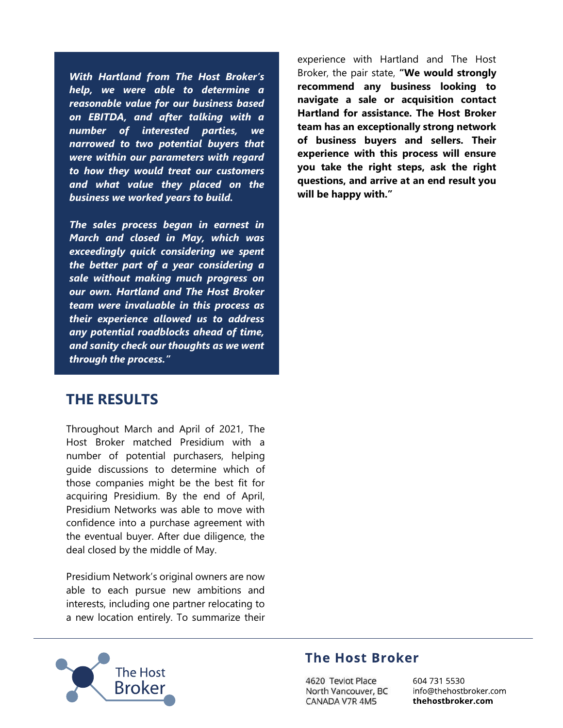*With Hartland from The Host Broker's help, we were able to determine a reasonable value for our business based on EBITDA, and after talking with a number of interested parties, we narrowed to two potential buyers that were within our parameters with regard to how they would treat our customers and what value they placed on the business we worked years to build.*

*The sales process began in earnest in March and closed in May, which was exceedingly quick considering we spent the better part of a year considering a sale without making much progress on our own. Hartland and The Host Broker team were invaluable in this process as their experience allowed us to address any potential roadblocks ahead of time, and sanity check our thoughts as we went through the process."*

## THE RESULTS

Throughout March and April of 2021, The Host Broker matched Presidium with a number of potential purchasers, helping guide discussions to determine which of those companies might be the best fit for acquiring Presidium. By the end of April, Presidium Networks was able to move with confidence into a purchase agreement with the eventual buyer. After due diligence, the deal closed by the middle of May.

Presidium Network's original owners are now able to each pursue new ambitions and interests, including one partner relocating to a new location entirely. To summarize their experience with Hartland and The Host Broker, the pair state, **"We would strongly recommend any business looking to navigate a sale or acquisition contact Hartland for assistance. The Host Broker team has an exceptionally strong network of business buyers and sellers. Their experience with this process will ensure you take the right steps, ask the right questions, and arrive at an end result you will be happy with."**

**The Host Broker**

4620 Teviot Place
North Vancouver, BC
CANADA V7R 4M5

604 731 5530
info@thehostbroker.com
**thehostbroker.com**